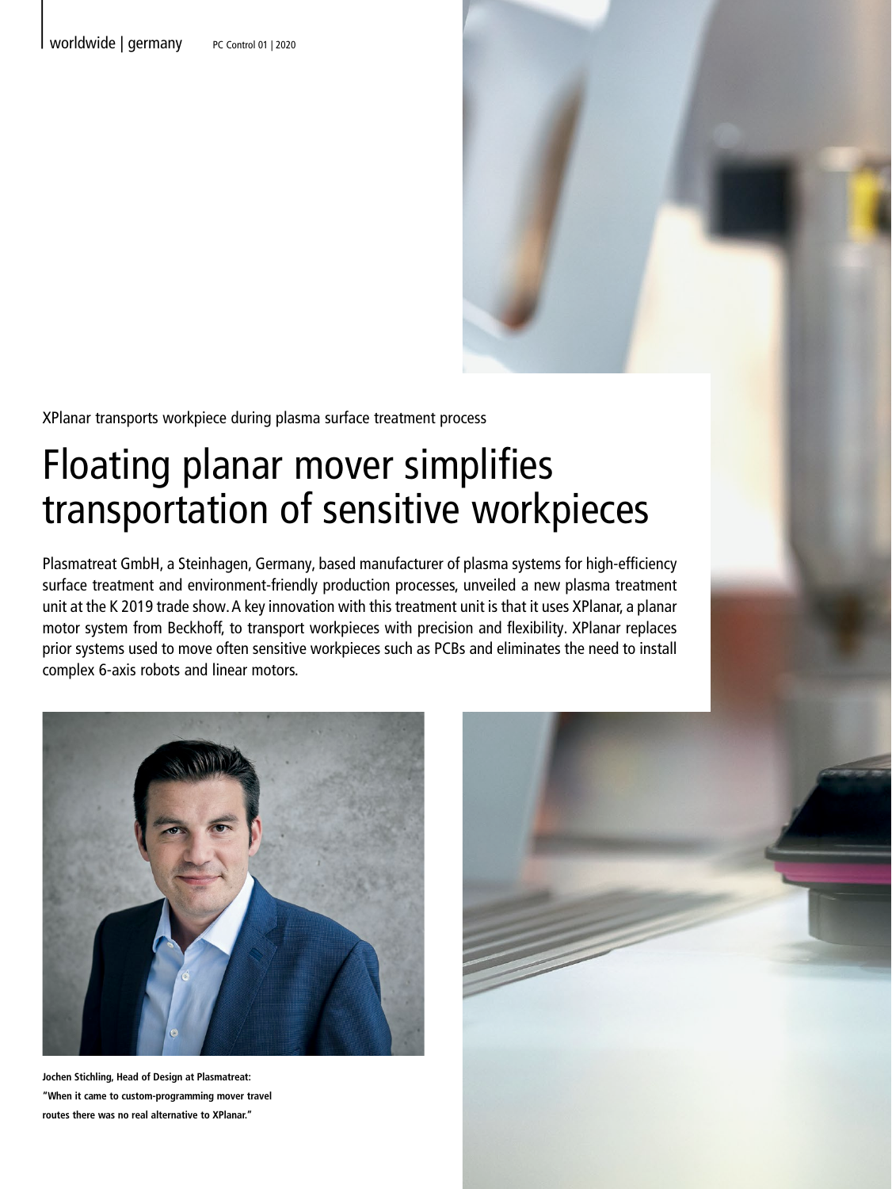XPlanar transports workpiece during plasma surface treatment process

# Floating planar mover simplifies transportation of sensitive workpieces

Plasmatreat GmbH, a Steinhagen, Germany, based manufacturer of plasma systems for high-efficiency surface treatment and environment-friendly production processes, unveiled a new plasma treatment unit at the K 2019 trade show. A key innovation with this treatment unit is that it uses XPlanar, a planar motor system from Beckhoff, to transport workpieces with precision and flexibility. XPlanar replaces prior systems used to move often sensitive workpieces such as PCBs and eliminates the need to install complex 6-axis robots and linear motors.

**Jochen Stichling, Head of Design at Plasmatreat: "When it came to custom-programming mover travel routes there was no real alternative to XPlanar."**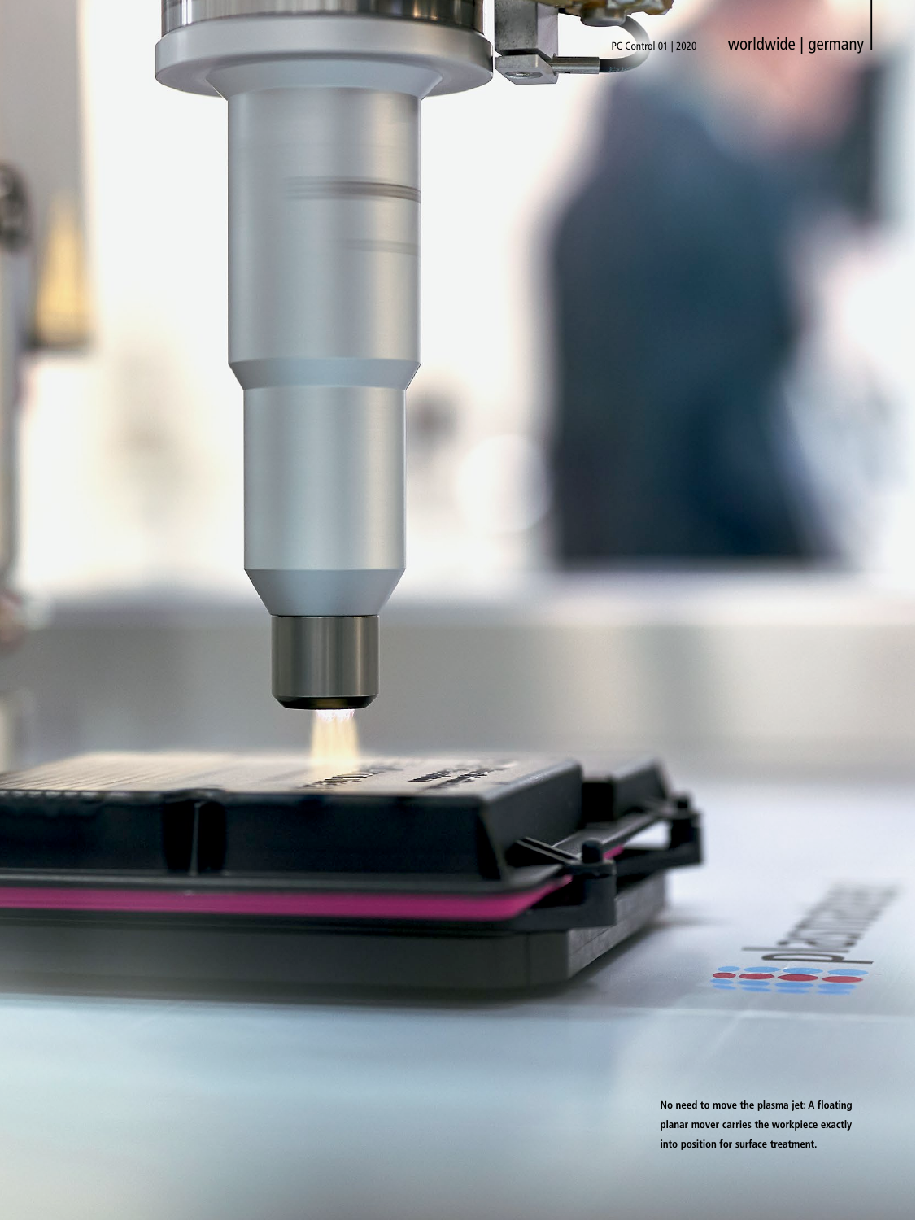No need to move the plasma jet: A floating planar mover carries the workpiece exactly into position for surface treatment.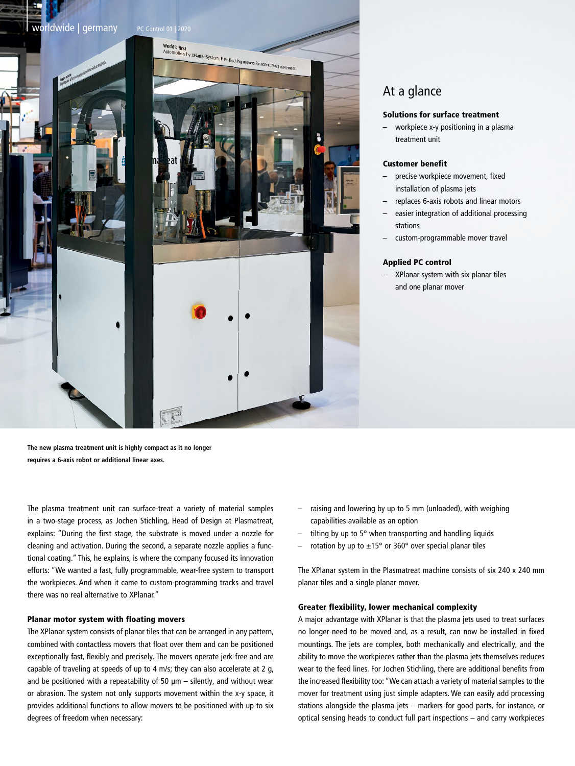## At a glance

**Solutions for surface treatment**

- workpiece x-y positioning in a plasma treatment unit

**Customer benefit**

- precise workpiece movement, fixed installation of plasma jets
- replaces 6-axis robots and linear motors
- easier integration of additional processing stations
- custom-programmable mover travel

**Applied PC control**

- XPlanar system with six planar tiles and one planar mover

The new plasma treatment unit is highly compact as it no longer requires a 6-axis robot or additional linear axes.

The plasma treatment unit can surface-treat a variety of material samples in a two-stage process, as Jochen Stichling, Head of Design at Plasmatreat, explains: "During the first stage, the substrate is moved under a nozzle for cleaning and activation. During the second, a separate nozzle applies a functional coating." This, he explains, is where the company focused its innovation efforts: "We wanted a fast, fully programmable, wear-free system to transport the workpieces. And when it came to custom-programming tracks and travel there was no real alternative to XPlanar."

### Planar motor system with floating movers

The XPlanar system consists of planar tiles that can be arranged in any pattern, combined with contactless movers that float over them and can be positioned exceptionally fast, flexibly and precisely. The movers operate jerk-free and are capable of traveling at speeds of up to 4 m/s; they can also accelerate at 2 g, and be positioned with a repeatability of 50 µm – silently, and without wear or abrasion. The system not only supports movement within the x-y space, it provides additional functions to allow movers to be positioned with up to six degrees of freedom when necessary:

- raising and lowering by up to 5 mm (unloaded), with weighing capabilities available as an option
- tilting by up to 5° when transporting and handling liquids
- rotation by up to ±15° or 360° over special planar tiles

The XPlanar system in the Plasmatreat machine consists of six 240 x 240 mm planar tiles and a single planar mover.

### Greater flexibility, lower mechanical complexity

A major advantage with XPlanar is that the plasma jets used to treat surfaces no longer need to be moved and, as a result, can now be installed in fixed mountings. The jets are complex, both mechanically and electrically, and the ability to move the workpieces rather than the plasma jets themselves reduces wear to the feed lines. For Jochen Stichling, there are additional benefits from the increased flexibility too: "We can attach a variety of material samples to the mover for treatment using just simple adapters. We can easily add processing stations alongside the plasma jets – markers for good parts, for instance, or optical sensing heads to conduct full part inspections – and carry workpieces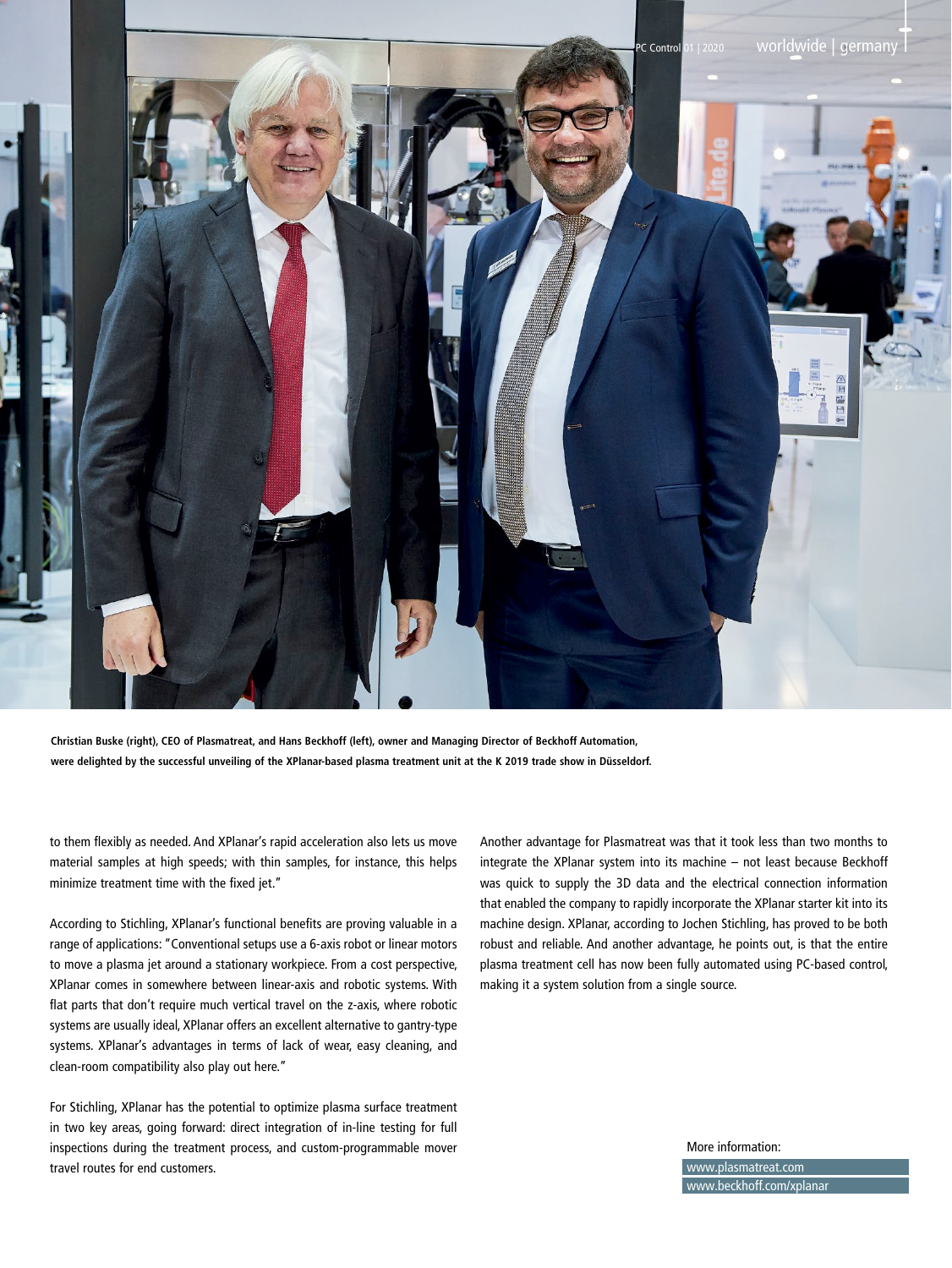**Christian Buske (right), CEO of Plasmatreat, and Hans Beckhoff (left), owner and Managing Director of Beckhoff Automation, were delighted by the successful unveiling of the XPlanar-based plasma treatment unit at the K 2019 trade show in Düsseldorf.**

to them flexibly as needed. And XPlanar's rapid acceleration also lets us move material samples at high speeds; with thin samples, for instance, this helps minimize treatment time with the fixed jet."

According to Stichling, XPlanar's functional benefits are proving valuable in a range of applications: "Conventional setups use a 6-axis robot or linear motors to move a plasma jet around a stationary workpiece. From a cost perspective, XPlanar comes in somewhere between linear-axis and robotic systems. With flat parts that don't require much vertical travel on the z-axis, where robotic systems are usually ideal, XPlanar offers an excellent alternative to gantry-type systems. XPlanar's advantages in terms of lack of wear, easy cleaning, and clean-room compatibility also play out here."

For Stichling, XPlanar has the potential to optimize plasma surface treatment in two key areas, going forward: direct integration of in-line testing for full inspections during the treatment process, and custom-programmable mover travel routes for end customers.

Another advantage for Plasmatreat was that it took less than two months to integrate the XPlanar system into its machine – not least because Beckhoff was quick to supply the 3D data and the electrical connection information that enabled the company to rapidly incorporate the XPlanar starter kit into its machine design. XPlanar, according to Jochen Stichling, has proved to be both robust and reliable. And another advantage, he points out, is that the entire plasma treatment cell has now been fully automated using PC-based control, making it a system solution from a single source.

More information:
www.plasmatreat.com
www.beckhoff.com/xplanar